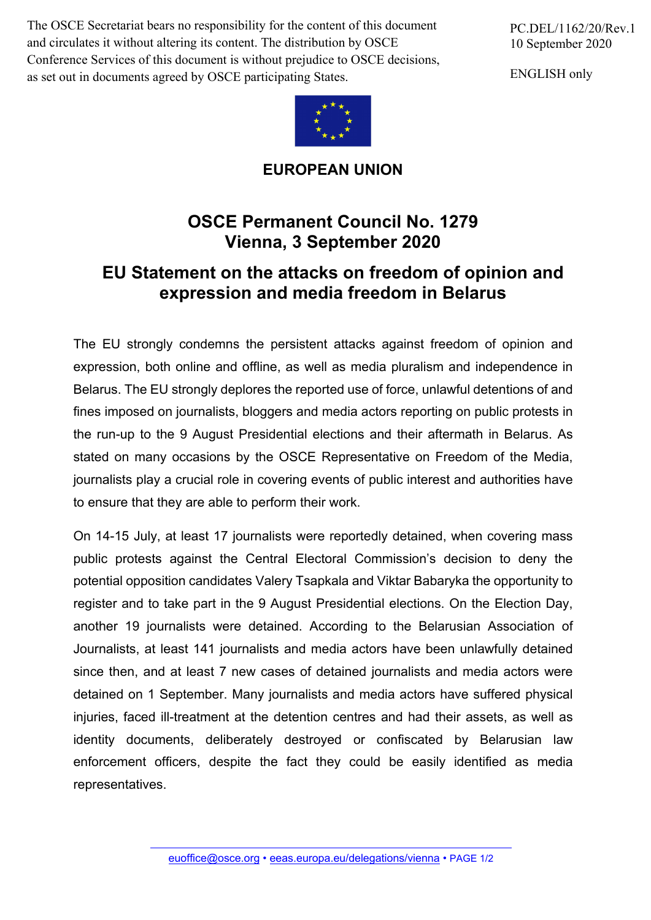The OSCE Secretariat bears no responsibility for the content of this document and circulates it without altering its content. The distribution by OSCE Conference Services of this document is without prejudice to OSCE decisions, as set out in documents agreed by OSCE participating States.

PC.DEL/1162/20/Rev.1
10 September 2020

ENGLISH only

**EUROPEAN UNION**

# OSCE Permanent Council No. 1279
# Vienna, 3 September 2020

## EU Statement on the attacks on freedom of opinion and expression and media freedom in Belarus

The EU strongly condemns the persistent attacks against freedom of opinion and expression, both online and offline, as well as media pluralism and independence in Belarus. The EU strongly deplores the reported use of force, unlawful detentions of and fines imposed on journalists, bloggers and media actors reporting on public protests in the run-up to the 9 August Presidential elections and their aftermath in Belarus. As stated on many occasions by the OSCE Representative on Freedom of the Media, journalists play a crucial role in covering events of public interest and authorities have to ensure that they are able to perform their work.

On 14-15 July, at least 17 journalists were reportedly detained, when covering mass public protests against the Central Electoral Commission's decision to deny the potential opposition candidates Valery Tsapkala and Viktar Babaryka the opportunity to register and to take part in the 9 August Presidential elections. On the Election Day, another 19 journalists were detained. According to the Belarusian Association of Journalists, at least 141 journalists and media actors have been unlawfully detained since then, and at least 7 new cases of detained journalists and media actors were detained on 1 September. Many journalists and media actors have suffered physical injuries, faced ill-treatment at the detention centres and had their assets, as well as identity documents, deliberately destroyed or confiscated by Belarusian law enforcement officers, despite the fact they could be easily identified as media representatives.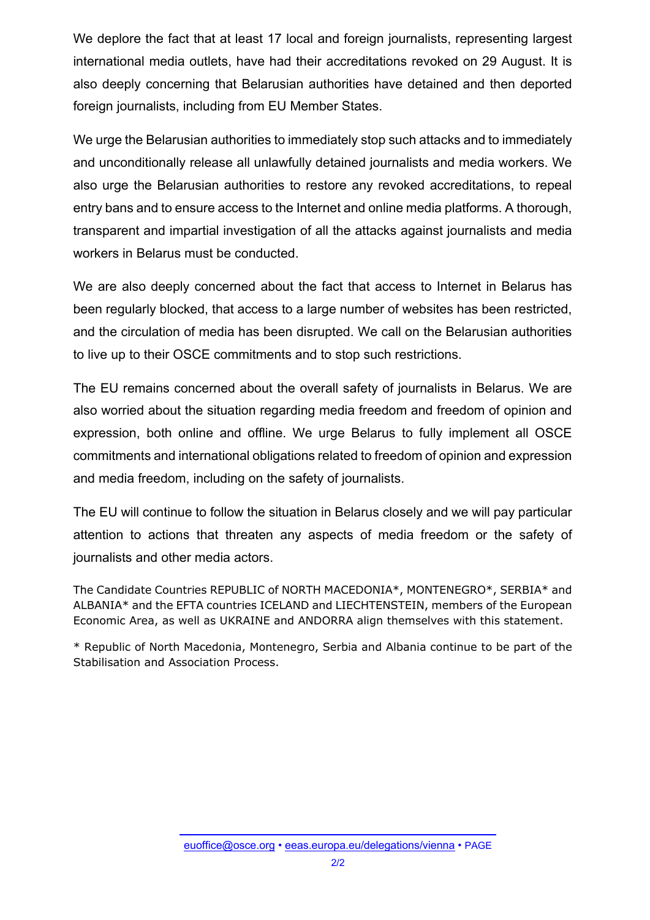We deplore the fact that at least 17 local and foreign journalists, representing largest international media outlets, have had their accreditations revoked on 29 August. It is also deeply concerning that Belarusian authorities have detained and then deported foreign journalists, including from EU Member States.

We urge the Belarusian authorities to immediately stop such attacks and to immediately and unconditionally release all unlawfully detained journalists and media workers. We also urge the Belarusian authorities to restore any revoked accreditations, to repeal entry bans and to ensure access to the Internet and online media platforms. A thorough, transparent and impartial investigation of all the attacks against journalists and media workers in Belarus must be conducted.

We are also deeply concerned about the fact that access to Internet in Belarus has been regularly blocked, that access to a large number of websites has been restricted, and the circulation of media has been disrupted. We call on the Belarusian authorities to live up to their OSCE commitments and to stop such restrictions.

The EU remains concerned about the overall safety of journalists in Belarus. We are also worried about the situation regarding media freedom and freedom of opinion and expression, both online and offline. We urge Belarus to fully implement all OSCE commitments and international obligations related to freedom of opinion and expression and media freedom, including on the safety of journalists.

The EU will continue to follow the situation in Belarus closely and we will pay particular attention to actions that threaten any aspects of media freedom or the safety of journalists and other media actors.

The Candidate Countries REPUBLIC of NORTH MACEDONIA*, MONTENEGRO*, SERBIA* and ALBANIA* and the EFTA countries ICELAND and LIECHTENSTEIN, members of the European Economic Area, as well as UKRAINE and ANDORRA align themselves with this statement.

* Republic of North Macedonia, Montenegro, Serbia and Albania continue to be part of the Stabilisation and Association Process.

euoffice@osce.org • eeas.europa.eu/delegations/vienna